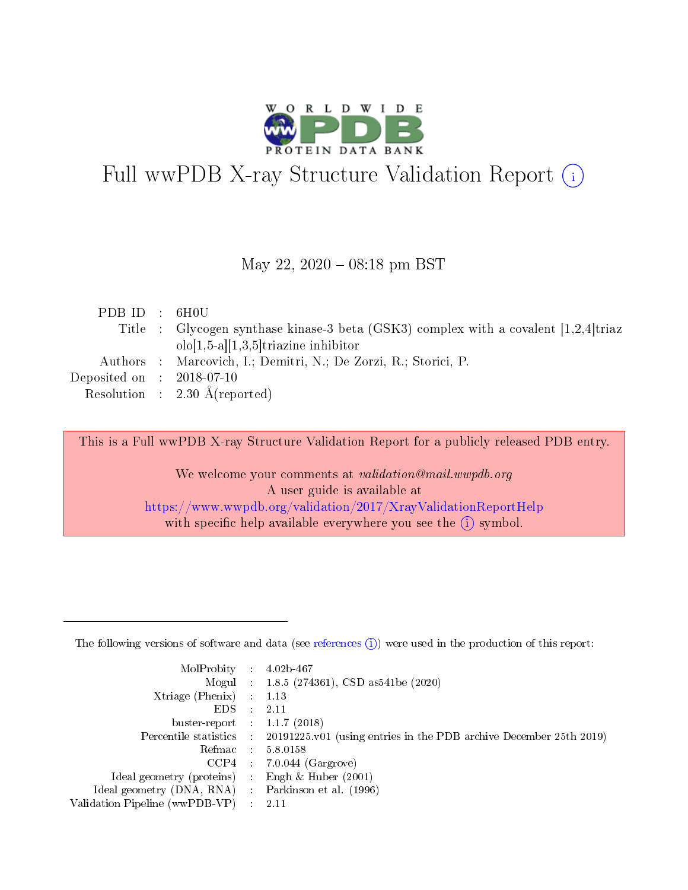# Full wwPDB X-ray Structure Validation Report (i)

May 22, 2020 – 08:18 pm BST

| | | |
|---|---|---|
| PDB ID | : | 6H0U |
| Title | : | Glycogen synthase kinase-3 beta (GSK3) complex with a covalent [1,2,4]triazolo[1,5-a][1,3,5]triazine inhibitor |
| Authors | : | Marcovich, I.; Demitri, N.; De Zorzi, R.; Storici, P. |
| Deposited on | : | 2018-07-10 |
| Resolution | : | 2.30 Å(reported) |

This is a Full wwPDB X-ray Structure Validation Report for a publicly released PDB entry.

We welcome your comments at *validation@mail.wwpdb.org*
A user guide is available at
https://www.wwpdb.org/validation/2017/XrayValidationReportHelp
with specific help available everywhere you see the (i) symbol.

The following versions of software and data (see references (i)) were used in the production of this report:

| | | |
|---|---|---|
| MolProbity | : | 4.02b-467 |
| Mogul | : | 1.8.5 (274361), CSD as541be (2020) |
| Xtriage (Phenix) | : | 1.13 |
| EDS | : | 2.11 |
| buster-report | : | 1.1.7 (2018) |
| Percentile statistics | : | 20191225.v01 (using entries in the PDB archive December 25th 2019) |
| Refmac | : | 5.8.0158 |
| CCP4 | : | 7.0.044 (Gargrove) |
| Ideal geometry (proteins) | : | Engh & Huber (2001) |
| Ideal geometry (DNA, RNA) | : | Parkinson et al. (1996) |
| Validation Pipeline (wwPDB-VP) | : | 2.11 |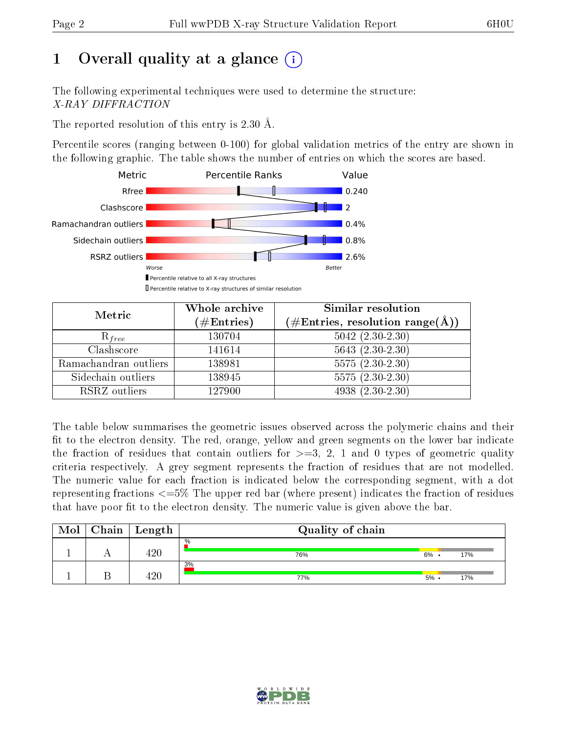# 1 Overall quality at a glance

The following experimental techniques were used to determine the structure:
*X-RAY DIFFRACTION*

The reported resolution of this entry is 2.30 Å.

Percentile scores (ranging between 0-100) for global validation metrics of the entry are shown in the following graphic. The table shows the number of entries on which the scores are based.

| Metric | Value |
|---|---|
| Rfree | 0.240 |
| Clashscore | 2 |
| Ramachandran outliers | 0.4% |
| Sidechain outliers | 0.8% |
| RSRZ outliers | 2.6% |

Worse — Better

▮ Percentile relative to all X-ray structures
▯ Percentile relative to X-ray structures of similar resolution

| Metric | Whole archive (#Entries) | Similar resolution (#Entries, resolution range(Å)) |
|---|---|---|
| $R_{free}$ | 130704 | 5042 (2.30-2.30) |
| Clashscore | 141614 | 5643 (2.30-2.30) |
| Ramachandran outliers | 138981 | 5575 (2.30-2.30) |
| Sidechain outliers | 138945 | 5575 (2.30-2.30) |
| RSRZ outliers | 127900 | 4938 (2.30-2.30) |

The table below summarises the geometric issues observed across the polymeric chains and their fit to the electron density. The red, orange, yellow and green segments on the lower bar indicate the fraction of residues that contain outliers for >=3, 2, 1 and 0 types of geometric quality criteria respectively. A grey segment represents the fraction of residues that are not modelled. The numeric value for each fraction is indicated below the corresponding segment, with a dot representing fractions <=5% The upper red bar (where present) indicates the fraction of residues that have poor fit to the electron density. The numeric value is given above the bar.

| Mol | Chain | Length | Quality of chain |
|---|---|---|---|
| 1 | A | 420 | % ; 76% ; 6% ; • ; 17% |
| 1 | B | 420 | 3% ; 77% ; 5% ; • ; 17% |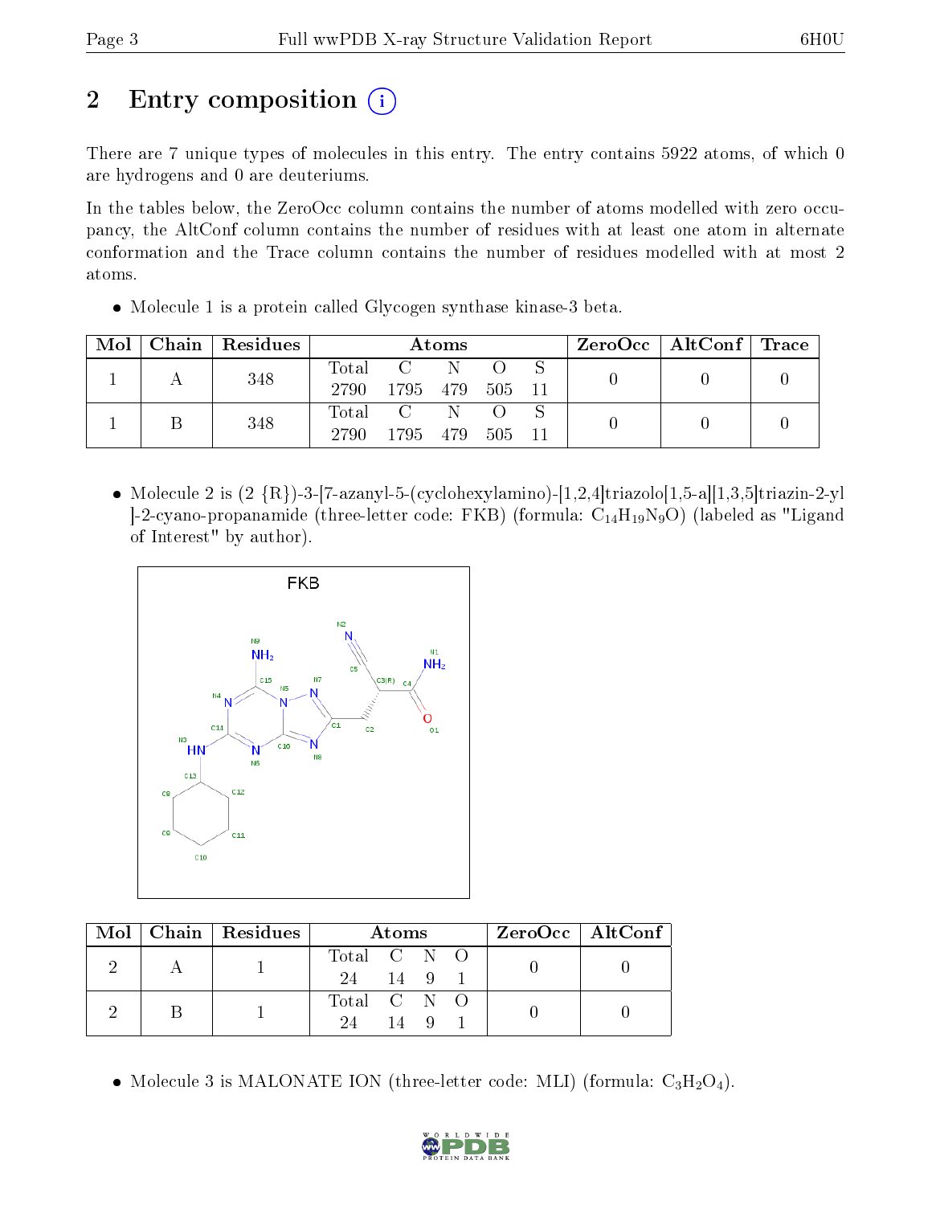## 2 Entry composition

There are 7 unique types of molecules in this entry. The entry contains 5922 atoms, of which 0 are hydrogens and 0 are deuteriums.

In the tables below, the ZeroOcc column contains the number of atoms modelled with zero occupancy, the AltConf column contains the number of residues with at least one atom in alternate conformation and the Trace column contains the number of residues modelled with at most 2 atoms.

- Molecule 1 is a protein called Glycogen synthase kinase-3 beta.

| Mol | Chain | Residues | Atoms | | | | | ZeroOcc | AltConf | Trace |
|---|---|---|---|---|---|---|---|---|---|---|
| 1 | A | 348 | Total<br>2790 | C<br>1795 | N<br>479 | O<br>505 | S<br>11 | 0 | 0 | 0 |
| 1 | B | 348 | Total<br>2790 | C<br>1795 | N<br>479 | O<br>505 | S<br>11 | 0 | 0 | 0 |

- Molecule 2 is (2 {R})-3-[7-azanyl-5-(cyclohexylamino)-[1,2,4]triazolo[1,5-a][1,3,5]triazin-2-yl ]-2-cyano-propanamide (three-letter code: FKB) (formula: $C_{14}H_{19}N_{9}O$) (labeled as "Ligand of Interest" by author).

| Mol | Chain | Residues | Atoms | | | | ZeroOcc | AltConf |
|---|---|---|---|---|---|---|---|---|
| 2 | A | 1 | Total<br>24 | C<br>14 | N<br>9 | O<br>1 | 0 | 0 |
| 2 | B | 1 | Total<br>24 | C<br>14 | N<br>9 | O<br>1 | 0 | 0 |

- Molecule 3 is MALONATE ION (three-letter code: MLI) (formula: $C_{3}H_{2}O_{4}$).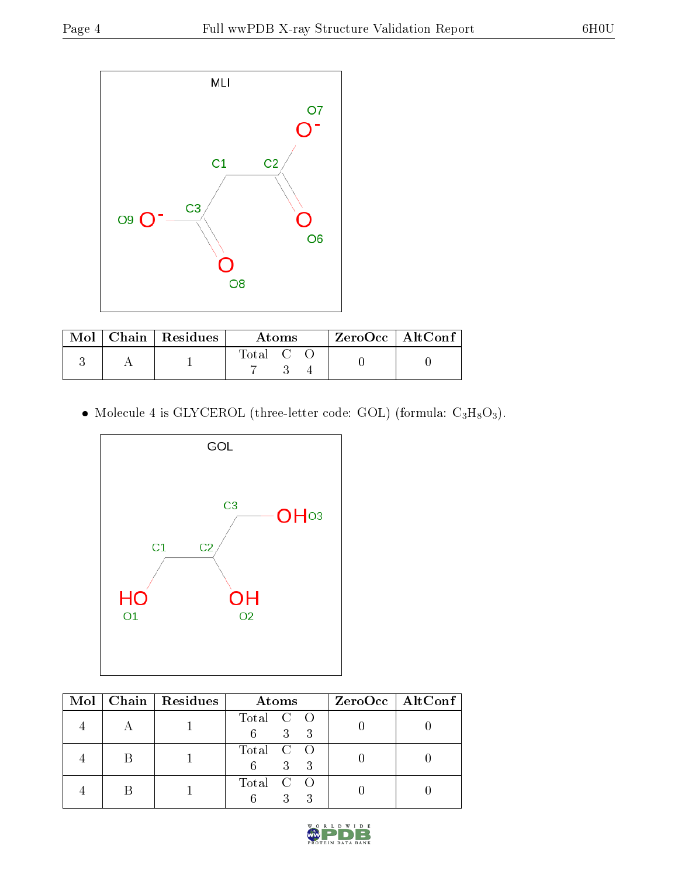MLI

| Mol | Chain | Residues | Atoms | | | ZeroOcc | AltConf |
|---|---|---|---|---|---|---|---|
| | | | Total | C | O | | |
| 3 | A | 1 | 7 | 3 | 4 | 0 | 0 |

- Molecule 4 is GLYCEROL (three-letter code: GOL) (formula: $C_3H_8O_3$).

GOL

| Mol | Chain | Residues | Atoms | | | ZeroOcc | AltConf |
|---|---|---|---|---|---|---|---|
| | | | Total | C | O | | |
| 4 | A | 1 | 6 | 3 | 3 | 0 | 0 |
| 4 | B | 1 | 6 | 3 | 3 | 0 | 0 |
| 4 | B | 1 | 6 | 3 | 3 | 0 | 0 |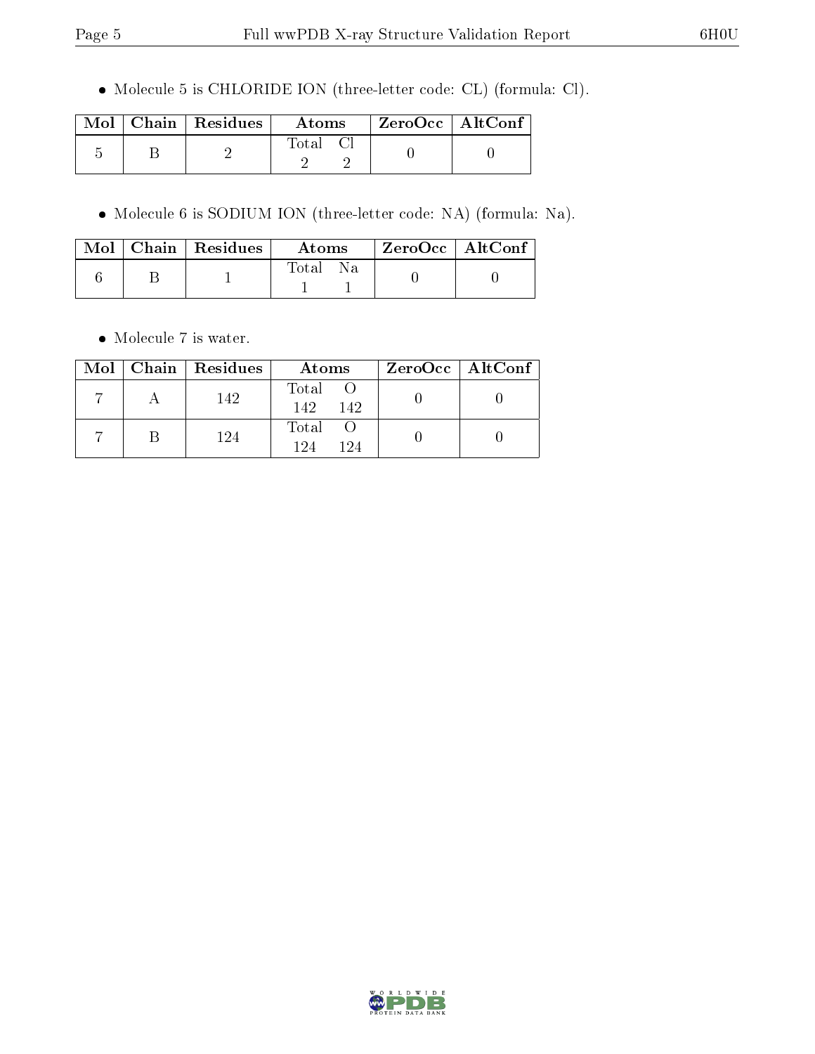- Molecule 5 is CHLORIDE ION (three-letter code: CL) (formula: Cl).

| Mol | Chain | Residues | Atoms | ZeroOcc | AltConf |
|---|---|---|---|---|---|
| 5 | B | 2 | Total Cl<br>2 2 | 0 | 0 |

- Molecule 6 is SODIUM ION (three-letter code: NA) (formula: Na).

| Mol | Chain | Residues | Atoms | ZeroOcc | AltConf |
|---|---|---|---|---|---|
| 6 | B | 1 | Total Na<br>1 1 | 0 | 0 |

- Molecule 7 is water.

| Mol | Chain | Residues | Atoms | ZeroOcc | AltConf |
|---|---|---|---|---|---|
| 7 | A | 142 | Total O<br>142 142 | 0 | 0 |
| 7 | B | 124 | Total O<br>124 124 | 0 | 0 |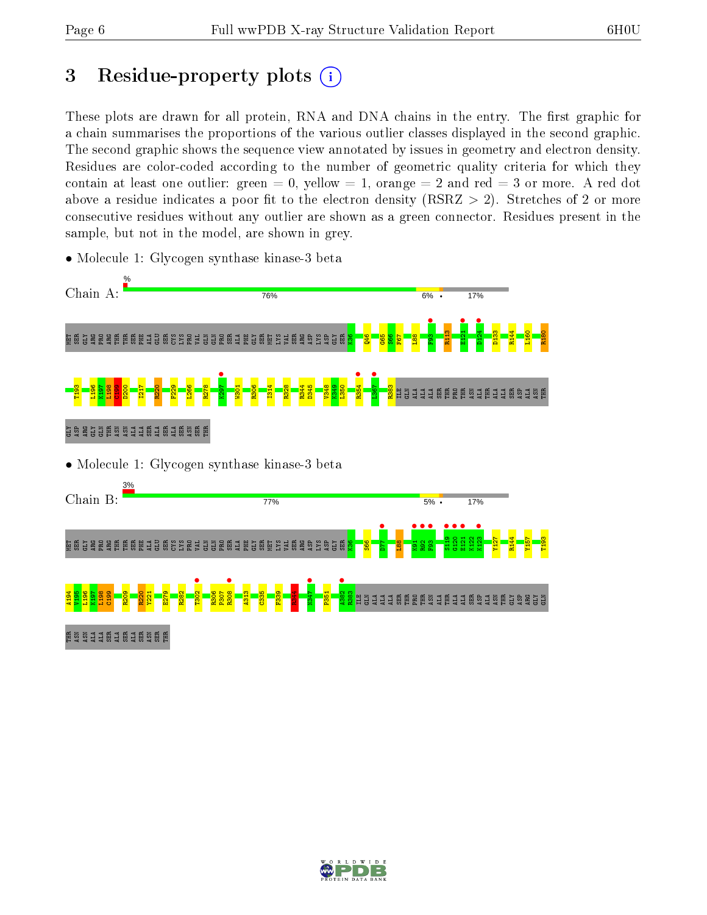# 3 Residue-property plots

These plots are drawn for all protein, RNA and DNA chains in the entry. The first graphic for a chain summarises the proportions of the various outlier classes displayed in the second graphic. The second graphic shows the sequence view annotated by issues in geometry and electron density. Residues are color-coded according to the number of geometric quality criteria for which they contain at least one outlier: green = 0, yellow = 1, orange = 2 and red = 3 or more. A red dot above a residue indicates a poor fit to the electron density (RSRZ > 2). Stretches of 2 or more consecutive residues without any outlier are shown as a green connector. Residues present in the sample, but not in the model, are shown in grey.

- Molecule 1: Glycogen synthase kinase-3 beta

Chain A: % 76% 6% • 17%

MET SER GLY ARG PRO ARG THR THR SER PHE ALA GLU SER CYS LYS PRO VAL GLN GLN PRO SER ALA PHE GLY SER MET LYS VAL SER ARG ASP LYS ASP GLY SER K36 Q46 G65 S66 F67 L88 F93 R113 E121 D124 D133 R144 L160 R180 T193 L196 K197 L198 C199 D200 I217 R220 F229 L266 R278 K297 W301 R306 I314 R328 R344 D345 V348 K349 L350 R354 I367 R383 ILE GLN ALA ALA ALA SER THR PRO THR ASN ALA THR ALA ALA SER ASP ALA ASN THR GLY ASP ARG GLY GLN THR ASN ASN ALA ALA SER ALA SER ALA SER ASN SER THR

- Molecule 1: Glycogen synthase kinase-3 beta

Chain B: 3% 77% 5% • 17%

MET SER GLY ARG PRO ARG THR THR SER PHE ALA GLU SER CYS LYS PRO VAL GLN GLN PRO SER ALA PHE GLY SER MET LYS VAL SER ARG ASP LYS ASP GLY SER K36 S66 D77 L88 K91 R92 F93 S119 G120 E121 K122 K123 Y127 R144 Y157 T193 A194 V195 L196 K197 L198 C199 R209 R220 Y221 E279 R282 T302 R306 P307 R308 A313 C335 F339 K344 N347 P351 A382 R383 ILE GLN ALA ALA ALA SER THR PRO THR ASN ALA THR ALA ALA SER ASP ALA ASN THR GLY ASP ARG GLY GLN THR ASN ASN ALA ALA SER ALA SER ALA SER ASN SER THR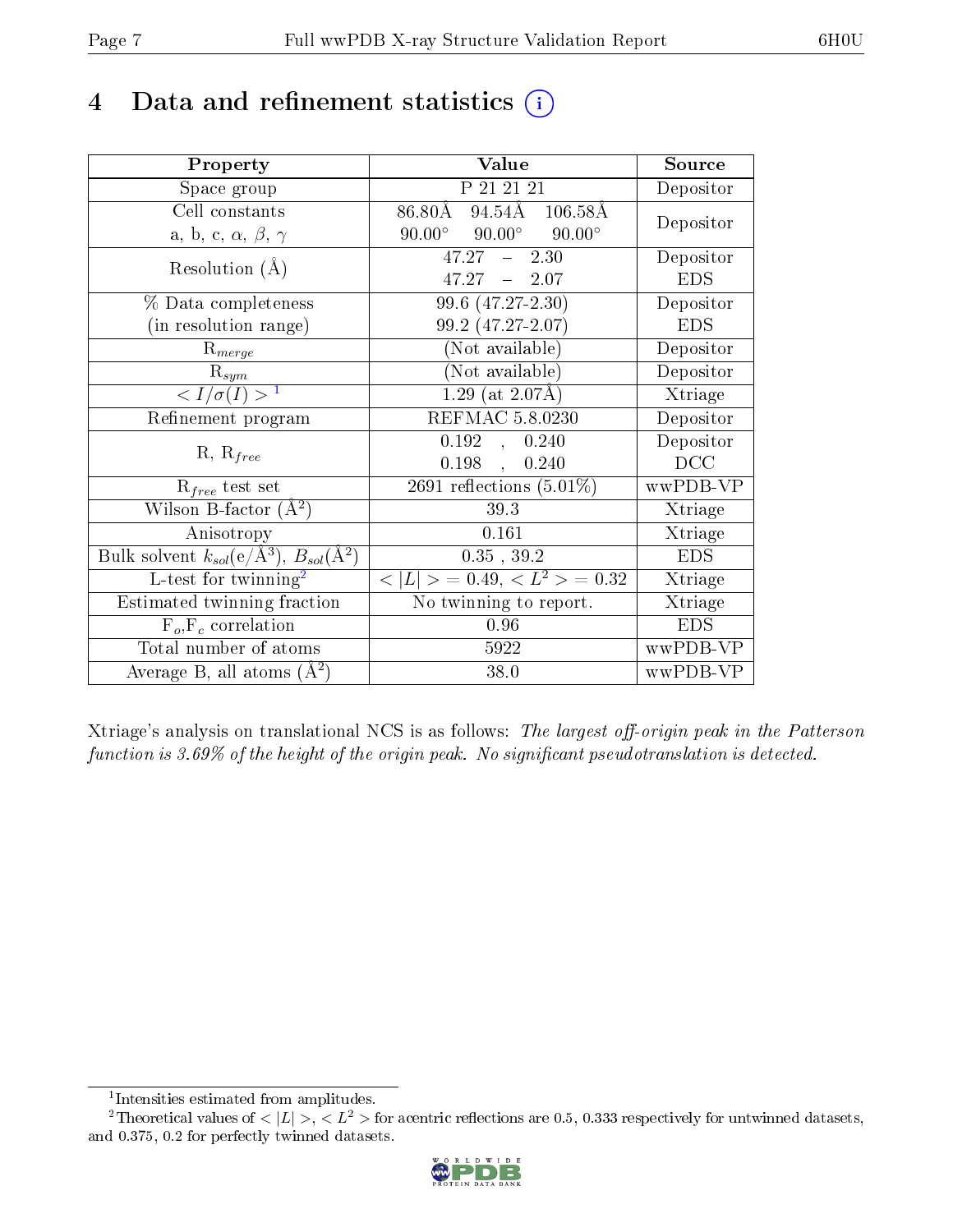# 4 Data and refinement statistics (i)

| Property | Value | Source |
|---|---|---|
| Space group | P 21 21 21 | Depositor |
| Cell constants<br>a, b, c, $\alpha$, $\beta$, $\gamma$ | 86.80Å 94.54Å 106.58Å<br>90.00° 90.00° 90.00° | Depositor |
| Resolution (Å) | 47.27 – 2.30<br>47.27 – 2.07 | Depositor<br>EDS |
| % Data completeness<br>(in resolution range) | 99.6 (47.27-2.30)<br>99.2 (47.27-2.07) | Depositor<br>EDS |
| $R_{merge}$ | (Not available) | Depositor |
| $R_{sym}$ | (Not available) | Depositor |
| $< I/\sigma(I) >$ [1] | 1.29 (at 2.07Å) | Xtriage |
| Refinement program | REFMAC 5.8.0230 | Depositor |
| R, $R_{free}$ | 0.192 , 0.240<br>0.198 , 0.240 | Depositor<br>DCC |
| $R_{free}$ test set | 2691 reflections (5.01%) | wwPDB-VP |
| Wilson B-factor (Å$^2$) | 39.3 | Xtriage |
| Anisotropy | 0.161 | Xtriage |
| Bulk solvent $k_{sol}$(e/Å$^3$), $B_{sol}$(Å$^2$) | 0.35 , 39.2 | EDS |
| L-test for twinning[2] | $< \|L\| >$ = 0.49, $< L^2 >$ = 0.32 | Xtriage |
| Estimated twinning fraction | No twinning to report. | Xtriage |
| $F_o$,$F_c$ correlation | 0.96 | EDS |
| Total number of atoms | 5922 | wwPDB-VP |
| Average B, all atoms (Å$^2$) | 38.0 | wwPDB-VP |

Xtriage's analysis on translational NCS is as follows: *The largest off-origin peak in the Patterson function is 3.69% of the height of the origin peak. No significant pseudotranslation is detected.*

[1] Intensities estimated from amplitudes.

[2] Theoretical values of $< |L| >$, $< L^2 >$ for acentric reflections are 0.5, 0.333 respectively for untwinned datasets, and 0.375, 0.2 for perfectly twinned datasets.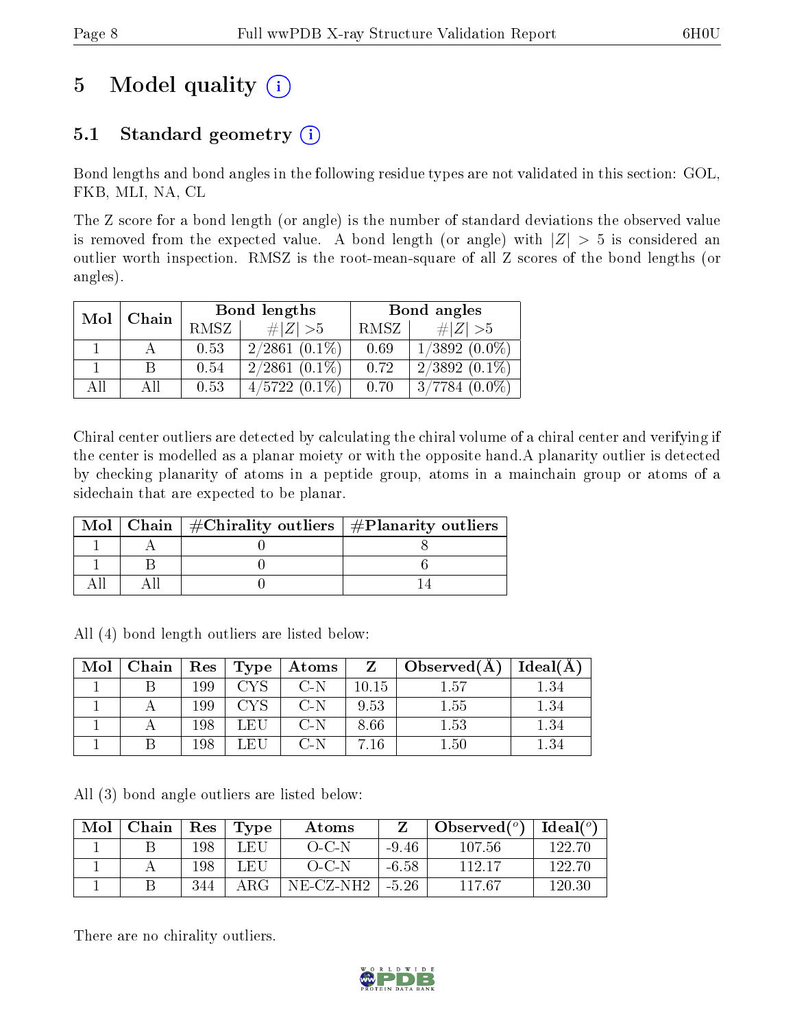# 5 Model quality

## 5.1 Standard geometry

Bond lengths and bond angles in the following residue types are not validated in this section: GOL, FKB, MLI, NA, CL

The Z score for a bond length (or angle) is the number of standard deviations the observed value is removed from the expected value. A bond length (or angle) with $|Z| > 5$ is considered an outlier worth inspection. RMSZ is the root-mean-square of all Z scores of the bond lengths (or angles).

| Mol | Chain | Bond lengths | | Bond angles | |
|---|---|---|---|---|---|
| | | RMSZ | #$\|Z\|$ >5 | RMSZ | #$\|Z\|$ >5 |
| 1 | A | 0.53 | 2/2861 (0.1%) | 0.69 | 1/3892 (0.0%) |
| 1 | B | 0.54 | 2/2861 (0.1%) | 0.72 | 2/3892 (0.1%) |
| All | All | 0.53 | 4/5722 (0.1%) | 0.70 | 3/7784 (0.0%) |

Chiral center outliers are detected by calculating the chiral volume of a chiral center and verifying if the center is modelled as a planar moiety or with the opposite hand.A planarity outlier is detected by checking planarity of atoms in a peptide group, atoms in a mainchain group or atoms of a sidechain that are expected to be planar.

| Mol | Chain | #Chirality outliers | #Planarity outliers |
|---|---|---|---|
| 1 | A | 0 | 8 |
| 1 | B | 0 | 6 |
| All | All | 0 | 14 |

All (4) bond length outliers are listed below:

| Mol | Chain | Res | Type | Atoms | Z | Observed(Å) | Ideal(Å) |
|---|---|---|---|---|---|---|---|
| 1 | B | 199 | CYS | C-N | 10.15 | 1.57 | 1.34 |
| 1 | A | 199 | CYS | C-N | 9.53 | 1.55 | 1.34 |
| 1 | A | 198 | LEU | C-N | 8.66 | 1.53 | 1.34 |
| 1 | B | 198 | LEU | C-N | 7.16 | 1.50 | 1.34 |

All (3) bond angle outliers are listed below:

| Mol | Chain | Res | Type | Atoms | Z | Observed(°) | Ideal(°) |
|---|---|---|---|---|---|---|---|
| 1 | B | 198 | LEU | O-C-N | -9.46 | 107.56 | 122.70 |
| 1 | A | 198 | LEU | O-C-N | -6.58 | 112.17 | 122.70 |
| 1 | B | 344 | ARG | NE-CZ-NH2 | -5.26 | 117.67 | 120.30 |

There are no chirality outliers.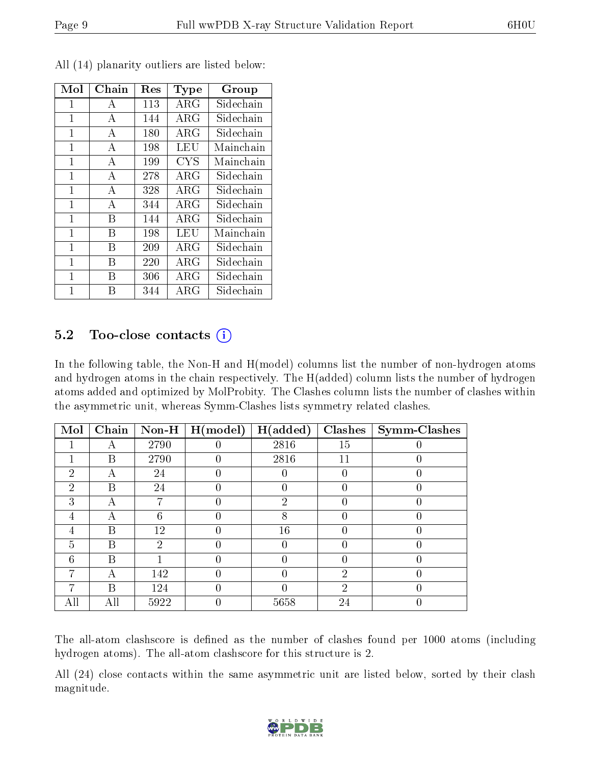All (14) planarity outliers are listed below:

| Mol | Chain | Res | Type | Group |
|---|---|---|---|---|
| 1 | A | 113 | ARG | Sidechain |
| 1 | A | 144 | ARG | Sidechain |
| 1 | A | 180 | ARG | Sidechain |
| 1 | A | 198 | LEU | Mainchain |
| 1 | A | 199 | CYS | Mainchain |
| 1 | A | 278 | ARG | Sidechain |
| 1 | A | 328 | ARG | Sidechain |
| 1 | A | 344 | ARG | Sidechain |
| 1 | B | 144 | ARG | Sidechain |
| 1 | B | 198 | LEU | Mainchain |
| 1 | B | 209 | ARG | Sidechain |
| 1 | B | 220 | ARG | Sidechain |
| 1 | B | 306 | ARG | Sidechain |
| 1 | B | 344 | ARG | Sidechain |

### 5.2 Too-close contacts (i)

In the following table, the Non-H and H(model) columns list the number of non-hydrogen atoms and hydrogen atoms in the chain respectively. The H(added) column lists the number of hydrogen atoms added and optimized by MolProbity. The Clashes column lists the number of clashes within the asymmetric unit, whereas Symm-Clashes lists symmetry related clashes.

| Mol | Chain | Non-H | H(model) | H(added) | Clashes | Symm-Clashes |
|---|---|---|---|---|---|---|
| 1 | A | 2790 | 0 | 2816 | 15 | 0 |
| 1 | B | 2790 | 0 | 2816 | 11 | 0 |
| 2 | A | 24 | 0 | 0 | 0 | 0 |
| 2 | B | 24 | 0 | 0 | 0 | 0 |
| 3 | A | 7 | 0 | 2 | 0 | 0 |
| 4 | A | 6 | 0 | 8 | 0 | 0 |
| 4 | B | 12 | 0 | 16 | 0 | 0 |
| 5 | B | 2 | 0 | 0 | 0 | 0 |
| 6 | B | 1 | 0 | 0 | 0 | 0 |
| 7 | A | 142 | 0 | 0 | 2 | 0 |
| 7 | B | 124 | 0 | 0 | 2 | 0 |
| All | All | 5922 | 0 | 5658 | 24 | 0 |

The all-atom clashscore is defined as the number of clashes found per 1000 atoms (including hydrogen atoms). The all-atom clashscore for this structure is 2.

All (24) close contacts within the same asymmetric unit are listed below, sorted by their clash magnitude.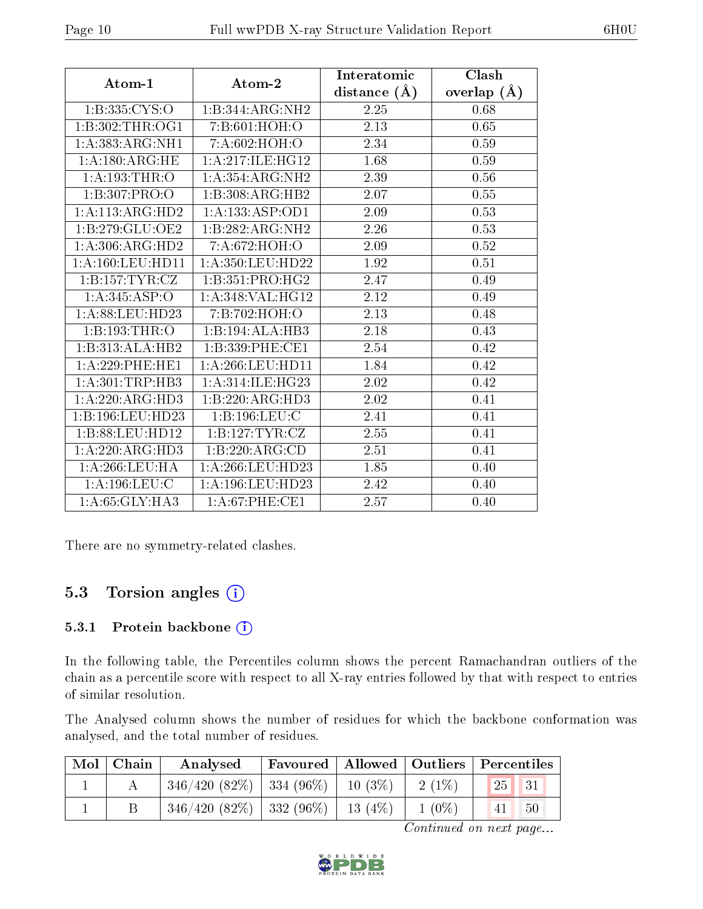| Atom-1 | Atom-2 | Interatomic distance (Å) | Clash overlap (Å) |
|---|---|---|---|
| 1:B:335:CYS:O | 1:B:344:ARG:NH2 | 2.25 | 0.68 |
| 1:B:302:THR:OG1 | 7:B:601:HOH:O | 2.13 | 0.65 |
| 1:A:383:ARG:NH1 | 7:A:602:HOH:O | 2.34 | 0.59 |
| 1:A:180:ARG:HE | 1:A:217:ILE:HG12 | 1.68 | 0.59 |
| 1:A:193:THR:O | 1:A:354:ARG:NH2 | 2.39 | 0.56 |
| 1:B:307:PRO:O | 1:B:308:ARG:HB2 | 2.07 | 0.55 |
| 1:A:113:ARG:HD2 | 1:A:133:ASP:OD1 | 2.09 | 0.53 |
| 1:B:279:GLU:OE2 | 1:B:282:ARG:NH2 | 2.26 | 0.53 |
| 1:A:306:ARG:HD2 | 7:A:672:HOH:O | 2.09 | 0.52 |
| 1:A:160:LEU:HD11 | 1:A:350:LEU:HD22 | 1.92 | 0.51 |
| 1:B:157:TYR:CZ | 1:B:351:PRO:HG2 | 2.47 | 0.49 |
| 1:A:345:ASP:O | 1:A:348:VAL:HG12 | 2.12 | 0.49 |
| 1:A:88:LEU:HD23 | 7:B:702:HOH:O | 2.13 | 0.48 |
| 1:B:193:THR:O | 1:B:194:ALA:HB3 | 2.18 | 0.43 |
| 1:B:313:ALA:HB2 | 1:B:339:PHE:CE1 | 2.54 | 0.42 |
| 1:A:229:PHE:HE1 | 1:A:266:LEU:HD11 | 1.84 | 0.42 |
| 1:A:301:TRP:HB3 | 1:A:314:ILE:HG23 | 2.02 | 0.42 |
| 1:A:220:ARG:HD3 | 1:B:220:ARG:HD3 | 2.02 | 0.41 |
| 1:B:196:LEU:HD23 | 1:B:196:LEU:C | 2.41 | 0.41 |
| 1:B:88:LEU:HD12 | 1:B:127:TYR:CZ | 2.55 | 0.41 |
| 1:A:220:ARG:HD3 | 1:B:220:ARG:CD | 2.51 | 0.41 |
| 1:A:266:LEU:HA | 1:A:266:LEU:HD23 | 1.85 | 0.40 |
| 1:A:196:LEU:C | 1:A:196:LEU:HD23 | 2.42 | 0.40 |
| 1:A:65:GLY:HA3 | 1:A:67:PHE:CE1 | 2.57 | 0.40 |

There are no symmetry-related clashes.

## 5.3 Torsion angles

### 5.3.1 Protein backbone

In the following table, the Percentiles column shows the percent Ramachandran outliers of the chain as a percentile score with respect to all X-ray entries followed by that with respect to entries of similar resolution.

The Analysed column shows the number of residues for which the backbone conformation was analysed, and the total number of residues.

| Mol | Chain | Analysed | Favoured | Allowed | Outliers | Percentiles | |
|---|---|---|---|---|---|---|---|
| 1 | A | 346/420 (82%) | 334 (96%) | 10 (3%) | 2 (1%) | 25 | 31 |
| 1 | B | 346/420 (82%) | 332 (96%) | 13 (4%) | 1 (0%) | 41 | 50 |

*Continued on next page...*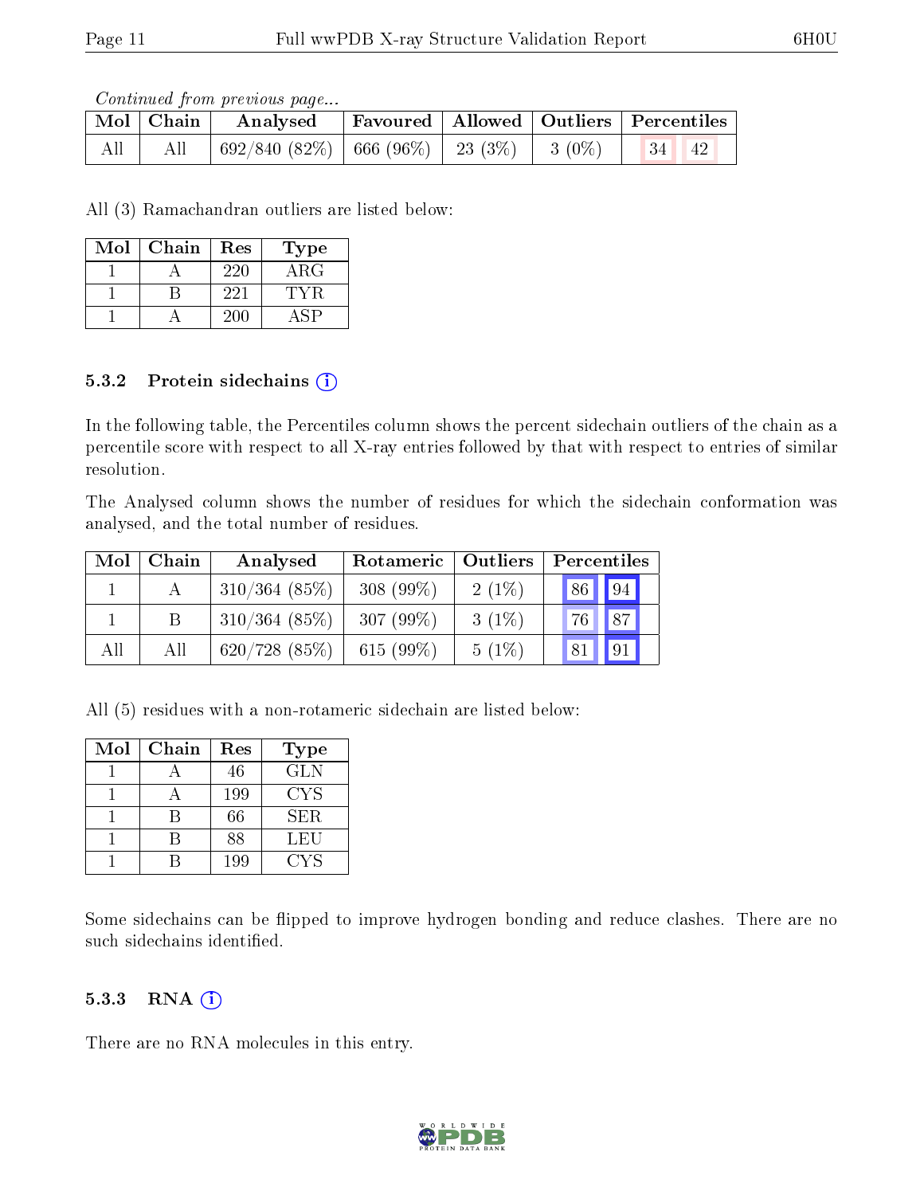*Continued from previous page...*

| Mol | Chain | Analysed | Favoured | Allowed | Outliers | Percentiles | |
|---|---|---|---|---|---|---|---|
| All | All | 692/840 (82%) | 666 (96%) | 23 (3%) | 3 (0%) | 34 | 42 |

All (3) Ramachandran outliers are listed below:

| Mol | Chain | Res | Type |
|---|---|---|---|
| 1 | A | 220 | ARG |
| 1 | B | 221 | TYR |
| 1 | A | 200 | ASP |

### 5.3.2 Protein sidechains

In the following table, the Percentiles column shows the percent sidechain outliers of the chain as a percentile score with respect to all X-ray entries followed by that with respect to entries of similar resolution.

The Analysed column shows the number of residues for which the sidechain conformation was analysed, and the total number of residues.

| Mol | Chain | Analysed | Rotameric | Outliers | Percentiles | |
|---|---|---|---|---|---|---|
| 1 | A | 310/364 (85%) | 308 (99%) | 2 (1%) | 86 | 94 |
| 1 | B | 310/364 (85%) | 307 (99%) | 3 (1%) | 76 | 87 |
| All | All | 620/728 (85%) | 615 (99%) | 5 (1%) | 81 | 91 |

All (5) residues with a non-rotameric sidechain are listed below:

| Mol | Chain | Res | Type |
|---|---|---|---|
| 1 | A | 46 | GLN |
| 1 | A | 199 | CYS |
| 1 | B | 66 | SER |
| 1 | B | 88 | LEU |
| 1 | B | 199 | CYS |

Some sidechains can be flipped to improve hydrogen bonding and reduce clashes. There are no such sidechains identified.

### 5.3.3 RNA

There are no RNA molecules in this entry.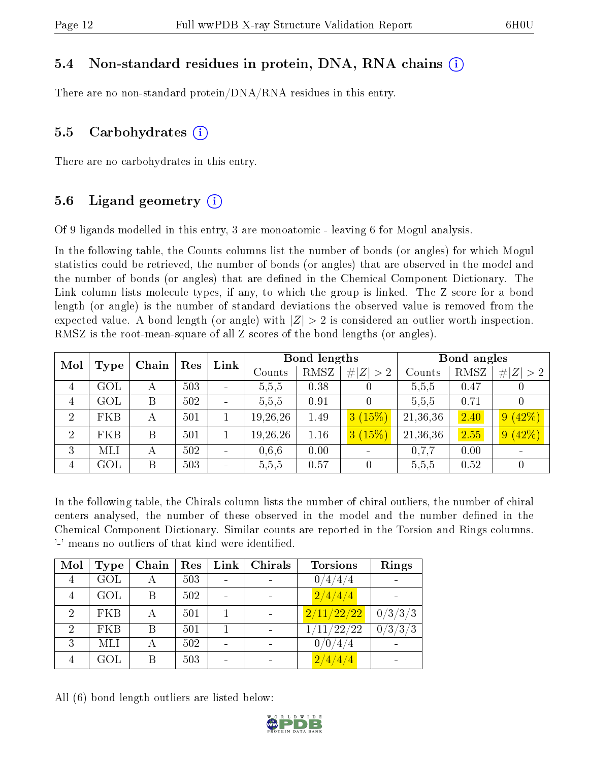### 5.4 Non-standard residues in protein, DNA, RNA chains

There are no non-standard protein/DNA/RNA residues in this entry.

### 5.5 Carbohydrates

There are no carbohydrates in this entry.

### 5.6 Ligand geometry

Of 9 ligands modelled in this entry, 3 are monoatomic - leaving 6 for Mogul analysis.

In the following table, the Counts columns list the number of bonds (or angles) for which Mogul statistics could be retrieved, the number of bonds (or angles) that are observed in the model and the number of bonds (or angles) that are defined in the Chemical Component Dictionary. The Link column lists molecule types, if any, to which the group is linked. The Z score for a bond length (or angle) is the number of standard deviations the observed value is removed from the expected value. A bond length (or angle) with $|Z| > 2$ is considered an outlier worth inspection. RMSZ is the root-mean-square of all Z scores of the bond lengths (or angles).

| Mol | Type | Chain | Res | Link | Bond lengths | | | Bond angles | | |
|---|---|---|---|---|---|---|---|---|---|---|
| | | | | | Counts | RMSZ | $\#\|Z\| > 2$ | Counts | RMSZ | $\#\|Z\| > 2$ |
| 4 | GOL | A | 503 | - | 5,5,5 | 0.38 | 0 | 5,5,5 | 0.47 | 0 |
| 4 | GOL | B | 502 | - | 5,5,5 | 0.91 | 0 | 5,5,5 | 0.71 | 0 |
| 2 | FKB | A | 501 | 1 | 19,26,26 | 1.49 | 3 (15%) | 21,36,36 | 2.40 | 9 (42%) |
| 2 | FKB | B | 501 | 1 | 19,26,26 | 1.16 | 3 (15%) | 21,36,36 | 2.55 | 9 (42%) |
| 3 | MLI | A | 502 | - | 0,6,6 | 0.00 | - | 0,7,7 | 0.00 | - |
| 4 | GOL | B | 503 | - | 5,5,5 | 0.57 | 0 | 5,5,5 | 0.52 | 0 |

In the following table, the Chirals column lists the number of chiral outliers, the number of chiral centers analysed, the number of these observed in the model and the number defined in the Chemical Component Dictionary. Similar counts are reported in the Torsion and Rings columns. '-' means no outliers of that kind were identified.

| Mol | Type | Chain | Res | Link | Chirals | Torsions | Rings |
|---|---|---|---|---|---|---|---|
| 4 | GOL | A | 503 | - | - | 0/4/4/4 | - |
| 4 | GOL | B | 502 | - | - | 2/4/4/4 | - |
| 2 | FKB | A | 501 | 1 | - | 2/11/22/22 | 0/3/3/3 |
| 2 | FKB | B | 501 | 1 | - | 1/11/22/22 | 0/3/3/3 |
| 3 | MLI | A | 502 | - | - | 0/0/4/4 | - |
| 4 | GOL | B | 503 | - | - | 2/4/4/4 | - |

All (6) bond length outliers are listed below: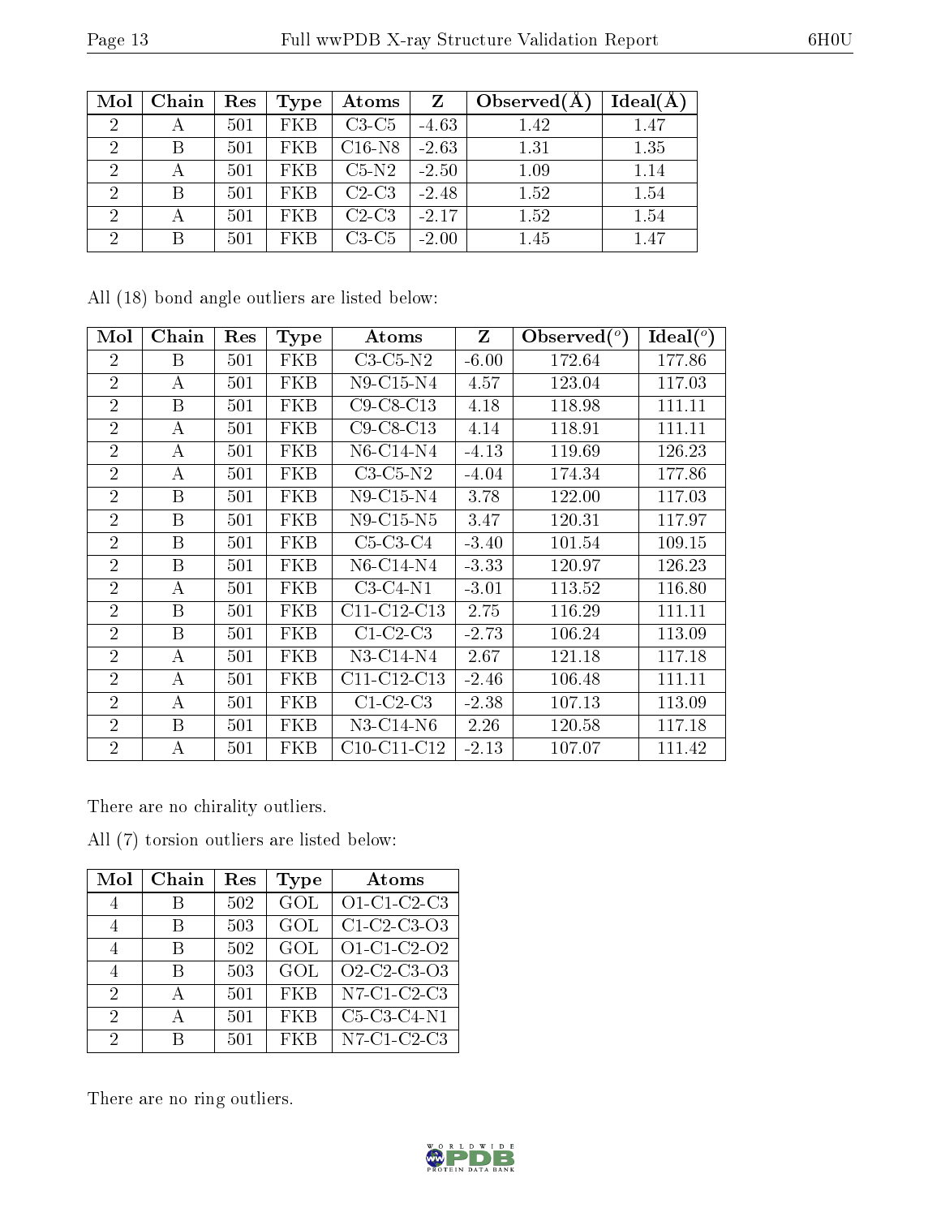| Mol | Chain | Res | Type | Atoms | Z | Observed(Å) | Ideal(Å) |
|---|---|---|---|---|---|---|---|
| 2 | A | 501 | FKB | C3-C5 | -4.63 | 1.42 | 1.47 |
| 2 | B | 501 | FKB | C16-N8 | -2.63 | 1.31 | 1.35 |
| 2 | A | 501 | FKB | C5-N2 | -2.50 | 1.09 | 1.14 |
| 2 | B | 501 | FKB | C2-C3 | -2.48 | 1.52 | 1.54 |
| 2 | A | 501 | FKB | C2-C3 | -2.17 | 1.52 | 1.54 |
| 2 | B | 501 | FKB | C3-C5 | -2.00 | 1.45 | 1.47 |

All (18) bond angle outliers are listed below:

| Mol | Chain | Res | Type | Atoms | Z | Observed(°) | Ideal(°) |
|---|---|---|---|---|---|---|---|
| 2 | B | 501 | FKB | C3-C5-N2 | -6.00 | 172.64 | 177.86 |
| 2 | A | 501 | FKB | N9-C15-N4 | 4.57 | 123.04 | 117.03 |
| 2 | B | 501 | FKB | C9-C8-C13 | 4.18 | 118.98 | 111.11 |
| 2 | A | 501 | FKB | C9-C8-C13 | 4.14 | 118.91 | 111.11 |
| 2 | A | 501 | FKB | N6-C14-N4 | -4.13 | 119.69 | 126.23 |
| 2 | A | 501 | FKB | C3-C5-N2 | -4.04 | 174.34 | 177.86 |
| 2 | B | 501 | FKB | N9-C15-N4 | 3.78 | 122.00 | 117.03 |
| 2 | B | 501 | FKB | N9-C15-N5 | 3.47 | 120.31 | 117.97 |
| 2 | B | 501 | FKB | C5-C3-C4 | -3.40 | 101.54 | 109.15 |
| 2 | B | 501 | FKB | N6-C14-N4 | -3.33 | 120.97 | 126.23 |
| 2 | A | 501 | FKB | C3-C4-N1 | -3.01 | 113.52 | 116.80 |
| 2 | B | 501 | FKB | C11-C12-C13 | 2.75 | 116.29 | 111.11 |
| 2 | B | 501 | FKB | C1-C2-C3 | -2.73 | 106.24 | 113.09 |
| 2 | A | 501 | FKB | N3-C14-N4 | 2.67 | 121.18 | 117.18 |
| 2 | A | 501 | FKB | C11-C12-C13 | -2.46 | 106.48 | 111.11 |
| 2 | A | 501 | FKB | C1-C2-C3 | -2.38 | 107.13 | 113.09 |
| 2 | B | 501 | FKB | N3-C14-N6 | 2.26 | 120.58 | 117.18 |
| 2 | A | 501 | FKB | C10-C11-C12 | -2.13 | 107.07 | 111.42 |

There are no chirality outliers.

All (7) torsion outliers are listed below:

| Mol | Chain | Res | Type | Atoms |
|---|---|---|---|---|
| 4 | B | 502 | GOL | O1-C1-C2-C3 |
| 4 | B | 503 | GOL | C1-C2-C3-O3 |
| 4 | B | 502 | GOL | O1-C1-C2-O2 |
| 4 | B | 503 | GOL | O2-C2-C3-O3 |
| 2 | A | 501 | FKB | N7-C1-C2-C3 |
| 2 | A | 501 | FKB | C5-C3-C4-N1 |
| 2 | B | 501 | FKB | N7-C1-C2-C3 |

There are no ring outliers.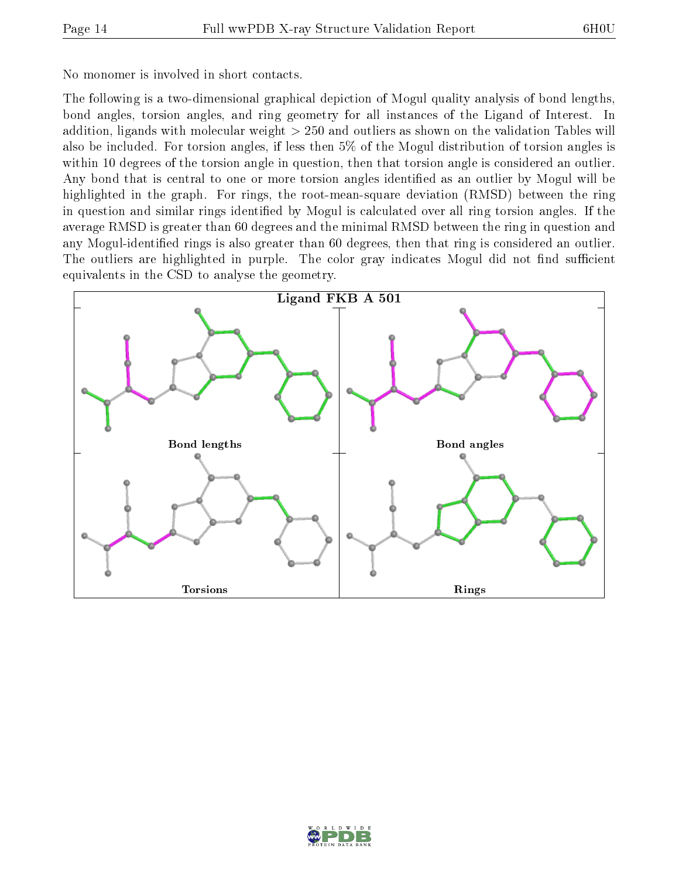No monomer is involved in short contacts.

The following is a two-dimensional graphical depiction of Mogul quality analysis of bond lengths, bond angles, torsion angles, and ring geometry for all instances of the Ligand of Interest. In addition, ligands with molecular weight > 250 and outliers as shown on the validation Tables will also be included. For torsion angles, if less then 5% of the Mogul distribution of torsion angles is within 10 degrees of the torsion angle in question, then that torsion angle is considered an outlier. Any bond that is central to one or more torsion angles identified as an outlier by Mogul will be highlighted in the graph. For rings, the root-mean-square deviation (RMSD) between the ring in question and similar rings identified by Mogul is calculated over all ring torsion angles. If the average RMSD is greater than 60 degrees and the minimal RMSD between the ring in question and any Mogul-identified rings is also greater than 60 degrees, then that ring is considered an outlier. The outliers are highlighted in purple. The color gray indicates Mogul did not find sufficient equivalents in the CSD to analyse the geometry.

**Ligand FKB A 501**

Bond lengths

Bond angles

Torsions

Rings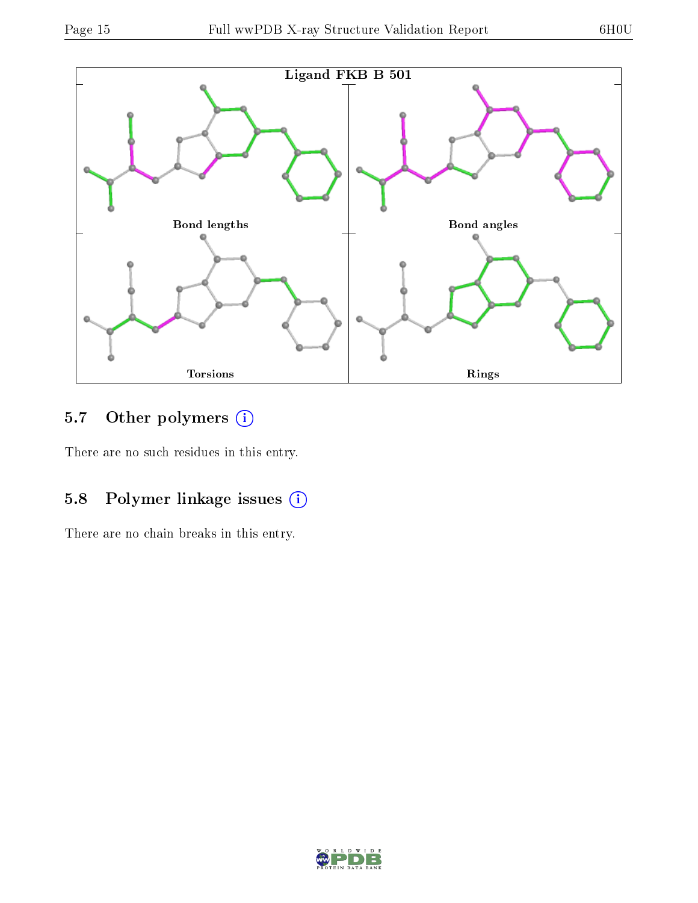Ligand FKB B 501

Bond lengths

Bond angles

Torsions

Rings

## 5.7 Other polymers (i)

There are no such residues in this entry.

## 5.8 Polymer linkage issues (i)

There are no chain breaks in this entry.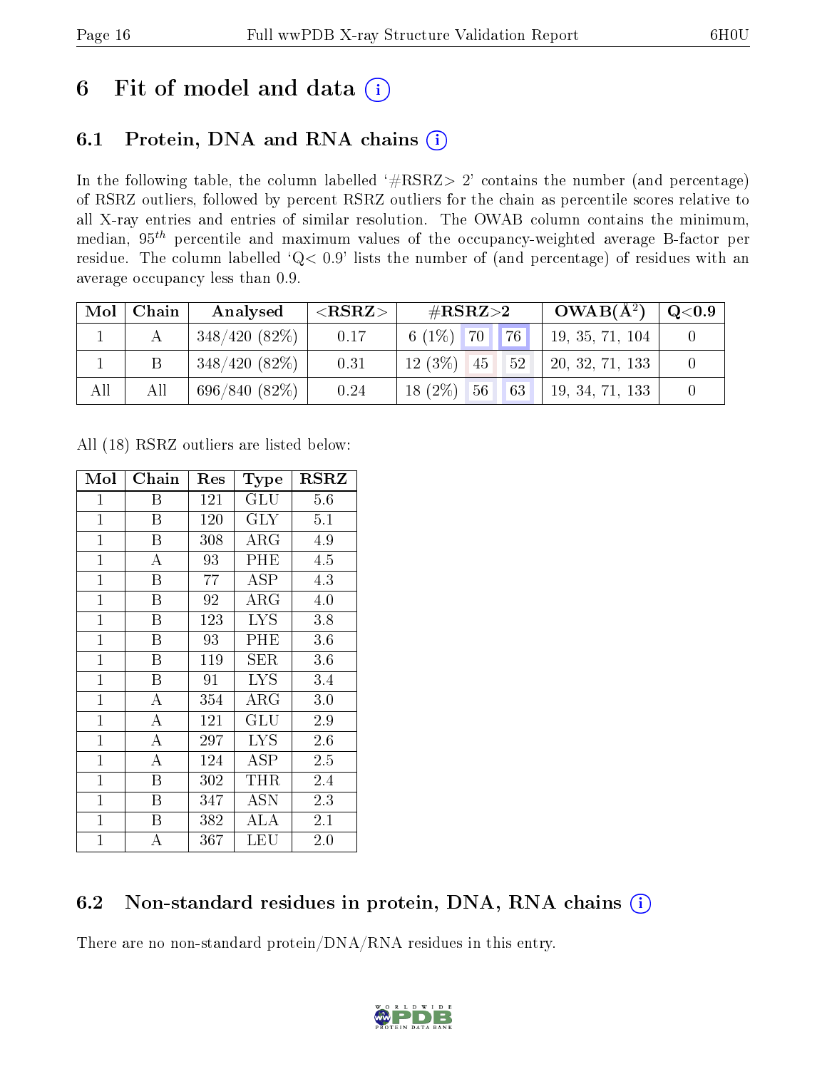# 6 Fit of model and data (i)

## 6.1 Protein, DNA and RNA chains (i)

In the following table, the column labelled '#RSRZ> 2' contains the number (and percentage) of RSRZ outliers, followed by percent RSRZ outliers for the chain as percentile scores relative to all X-ray entries and entries of similar resolution. The OWAB column contains the minimum, median, $95^{th}$ percentile and maximum values of the occupancy-weighted average B-factor per residue. The column labelled 'Q< 0.9' lists the number of (and percentage) of residues with an average occupancy less than 0.9.

| Mol | Chain | Analysed | <RSRZ> | #RSRZ>2 | | | OWAB(Å$^2$) | Q<0.9 |
|---|---|---|---|---|---|---|---|---|
| 1 | A | 348/420 (82%) | 0.17 | 6 (1%) | 70 | 76 | 19, 35, 71, 104 | 0 |
| 1 | B | 348/420 (82%) | 0.31 | 12 (3%) | 45 | 52 | 20, 32, 71, 133 | 0 |
| All | All | 696/840 (82%) | 0.24 | 18 (2%) | 56 | 63 | 19, 34, 71, 133 | 0 |

All (18) RSRZ outliers are listed below:

| Mol | Chain | Res | Type | RSRZ |
|---|---|---|---|---|
| 1 | B | 121 | GLU | 5.6 |
| 1 | B | 120 | GLY | 5.1 |
| 1 | B | 308 | ARG | 4.9 |
| 1 | A | 93 | PHE | 4.5 |
| 1 | B | 77 | ASP | 4.3 |
| 1 | B | 92 | ARG | 4.0 |
| 1 | B | 123 | LYS | 3.8 |
| 1 | B | 93 | PHE | 3.6 |
| 1 | B | 119 | SER | 3.6 |
| 1 | B | 91 | LYS | 3.4 |
| 1 | A | 354 | ARG | 3.0 |
| 1 | A | 121 | GLU | 2.9 |
| 1 | A | 297 | LYS | 2.6 |
| 1 | A | 124 | ASP | 2.5 |
| 1 | B | 302 | THR | 2.4 |
| 1 | B | 347 | ASN | 2.3 |
| 1 | B | 382 | ALA | 2.1 |
| 1 | A | 367 | LEU | 2.0 |

## 6.2 Non-standard residues in protein, DNA, RNA chains (i)

There are no non-standard protein/DNA/RNA residues in this entry.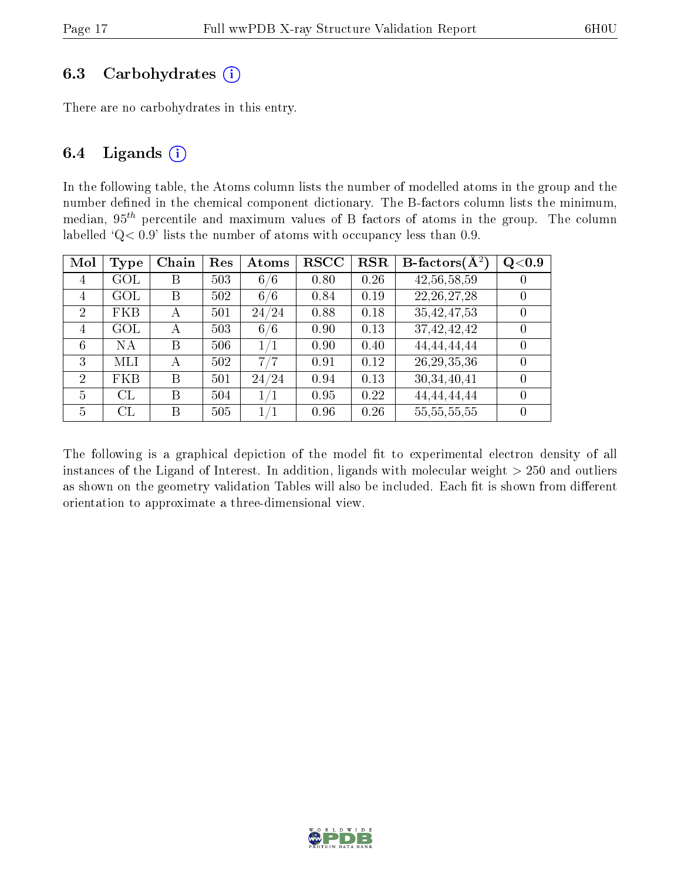## 6.3 Carbohydrates

There are no carbohydrates in this entry.

## 6.4 Ligands

In the following table, the Atoms column lists the number of modelled atoms in the group and the number defined in the chemical component dictionary. The B-factors column lists the minimum, median, $95^{th}$ percentile and maximum values of B factors of atoms in the group. The column labelled 'Q< 0.9' lists the number of atoms with occupancy less than 0.9.

| Mol | Type | Chain | Res | Atoms | RSCC | RSR | B-factors($Å^2$) | Q<0.9 |
|---|---|---|---|---|---|---|---|---|
| 4 | GOL | B | 503 | 6/6 | 0.80 | 0.26 | 42,56,58,59 | 0 |
| 4 | GOL | B | 502 | 6/6 | 0.84 | 0.19 | 22,26,27,28 | 0 |
| 2 | FKB | A | 501 | 24/24 | 0.88 | 0.18 | 35,42,47,53 | 0 |
| 4 | GOL | A | 503 | 6/6 | 0.90 | 0.13 | 37,42,42,42 | 0 |
| 6 | NA | B | 506 | 1/1 | 0.90 | 0.40 | 44,44,44,44 | 0 |
| 3 | MLI | A | 502 | 7/7 | 0.91 | 0.12 | 26,29,35,36 | 0 |
| 2 | FKB | B | 501 | 24/24 | 0.94 | 0.13 | 30,34,40,41 | 0 |
| 5 | CL | B | 504 | 1/1 | 0.95 | 0.22 | 44,44,44,44 | 0 |
| 5 | CL | B | 505 | 1/1 | 0.96 | 0.26 | 55,55,55,55 | 0 |

The following is a graphical depiction of the model fit to experimental electron density of all instances of the Ligand of Interest. In addition, ligands with molecular weight > 250 and outliers as shown on the geometry validation Tables will also be included. Each fit is shown from different orientation to approximate a three-dimensional view.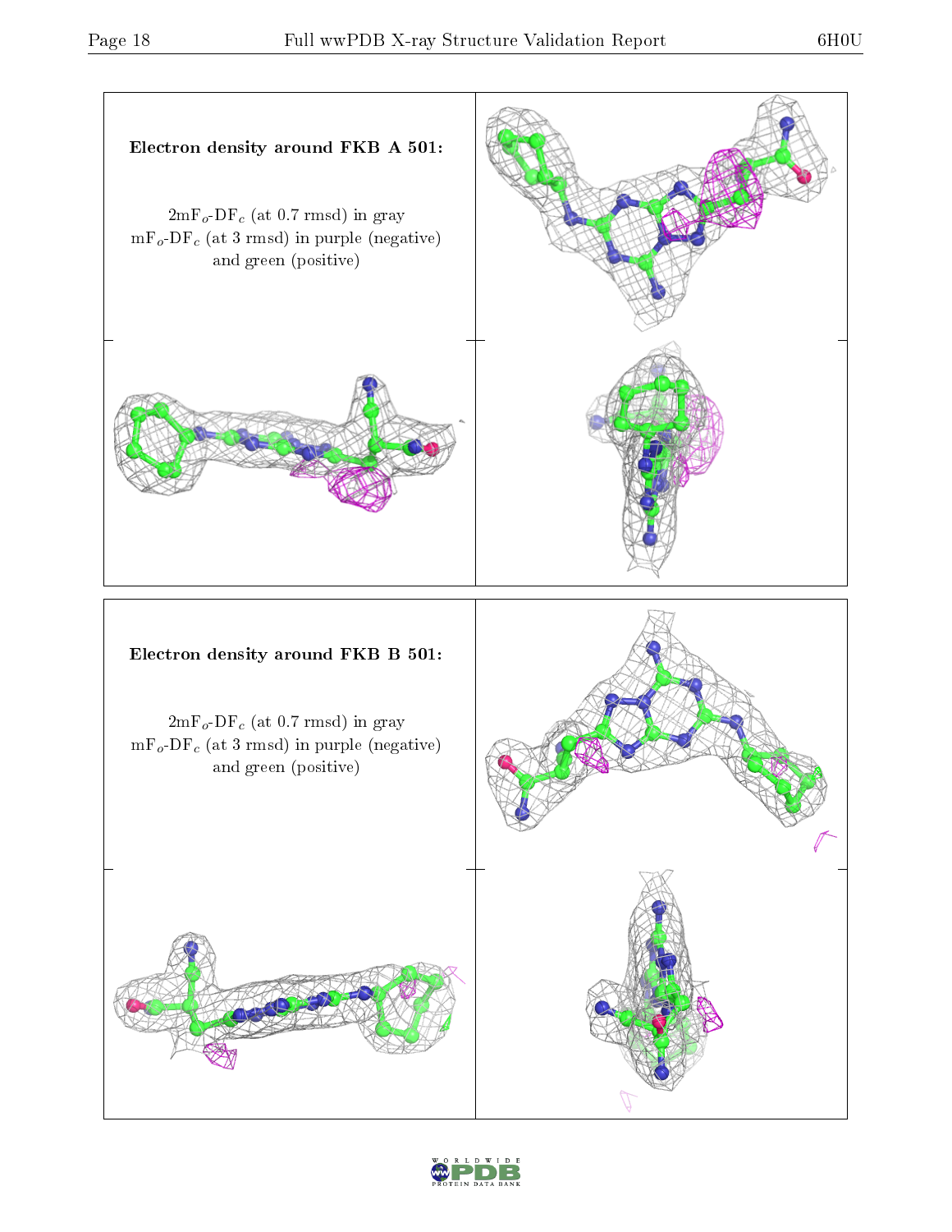**Electron density around FKB A 501:**

$2mF_o$-$DF_c$ (at 0.7 rmsd) in gray
$mF_o$-$DF_c$ (at 3 rmsd) in purple (negative)
and green (positive)

**Electron density around FKB B 501:**

$2mF_o$-$DF_c$ (at 0.7 rmsd) in gray
$mF_o$-$DF_c$ (at 3 rmsd) in purple (negative)
and green (positive)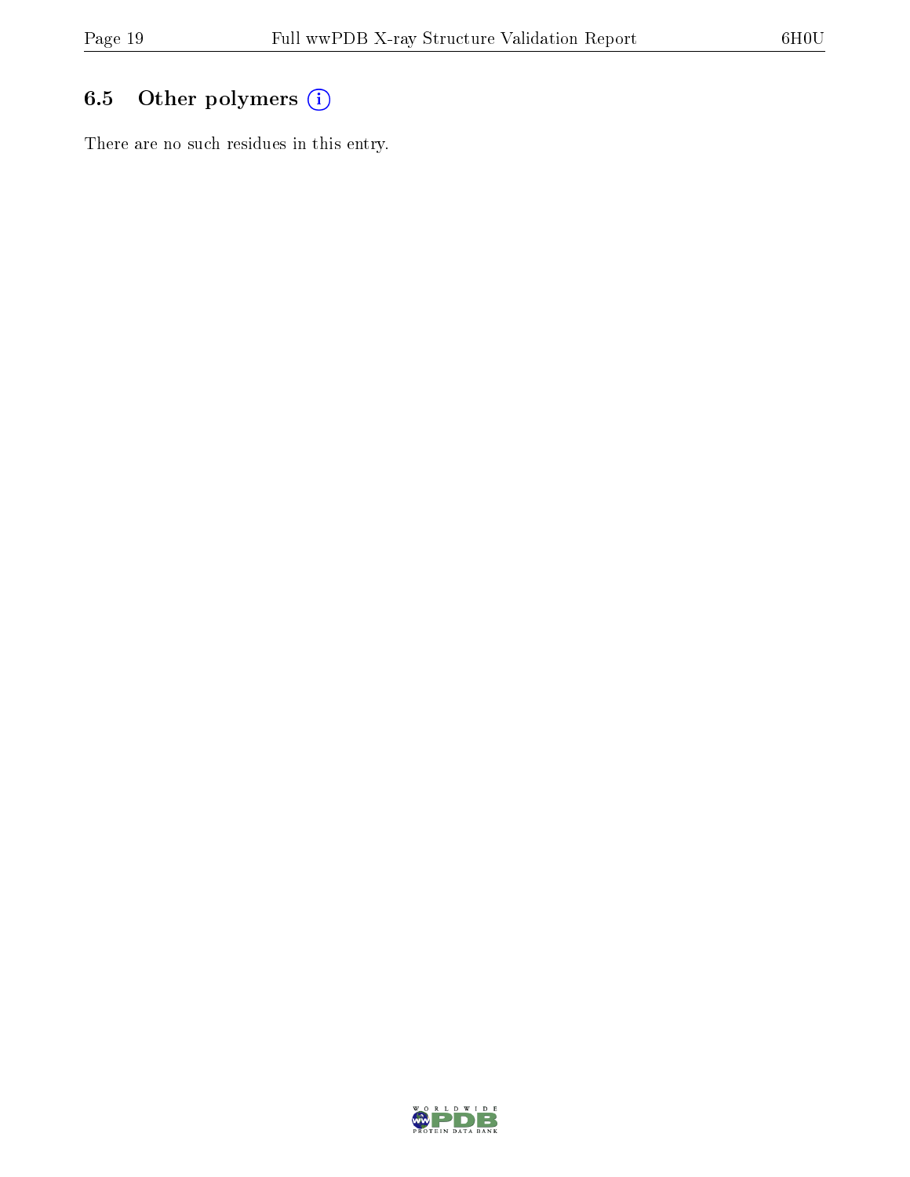## 6.5 Other polymers

There are no such residues in this entry.